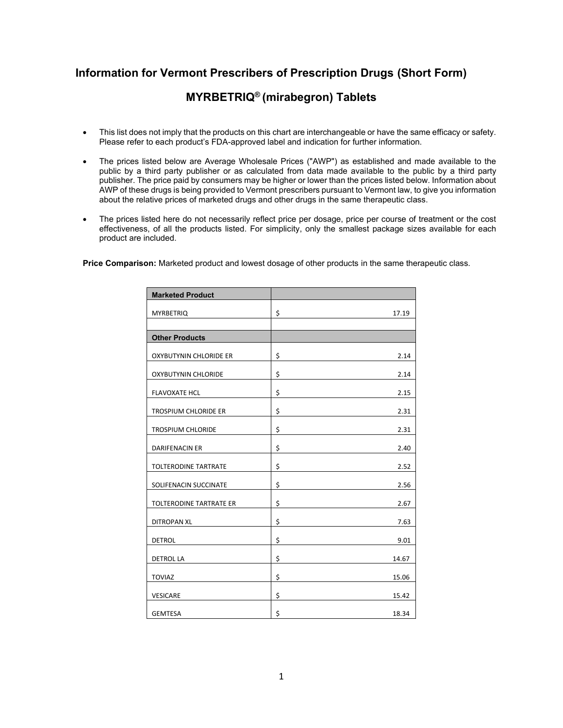## Information for Vermont Prescribers of Prescription Drugs (Short Form)

## MYRBETRIQ® (mirabegron) Tablets

- This list does not imply that the products on this chart are interchangeable or have the same efficacy or safety. Please refer to each product's FDA-approved label and indication for further information.
- The prices listed below are Average Wholesale Prices ("AWP") as established and made available to the public by a third party publisher or as calculated from data made available to the public by a third party publisher. The price paid by consumers may be higher or lower than the prices listed below. Information about AWP of these drugs is being provided to Vermont prescribers pursuant to Vermont law, to give you information about the relative prices of marketed drugs and other drugs in the same therapeutic class.
- The prices listed here do not necessarily reflect price per dosage, price per course of treatment or the cost effectiveness, of all the products listed. For simplicity, only the smallest package sizes available for each product are included.

**Price Comparison:** Marketed product and lowest dosage of other products in the same therapeutic class.

| **Marketed Product** | |
|---|---|
| MYRBETRIQ | $ 17.19 |
| | |
| **Other Products** | |
| OXYBUTYNIN CHLORIDE ER | $ 2.14 |
| OXYBUTYNIN CHLORIDE | $ 2.14 |
| FLAVOXATE HCL | $ 2.15 |
| TROSPIUM CHLORIDE ER | $ 2.31 |
| TROSPIUM CHLORIDE | $ 2.31 |
| DARIFENACIN ER | $ 2.40 |
| TOLTERODINE TARTRATE | $ 2.52 |
| SOLIFENACIN SUCCINATE | $ 2.56 |
| TOLTERODINE TARTRATE ER | $ 2.67 |
| DITROPAN XL | $ 7.63 |
| DETROL | $ 9.01 |
| DETROL LA | $ 14.67 |
| TOVIAZ | $ 15.06 |
| VESICARE | $ 15.42 |
| GEMTESA | $ 18.34 |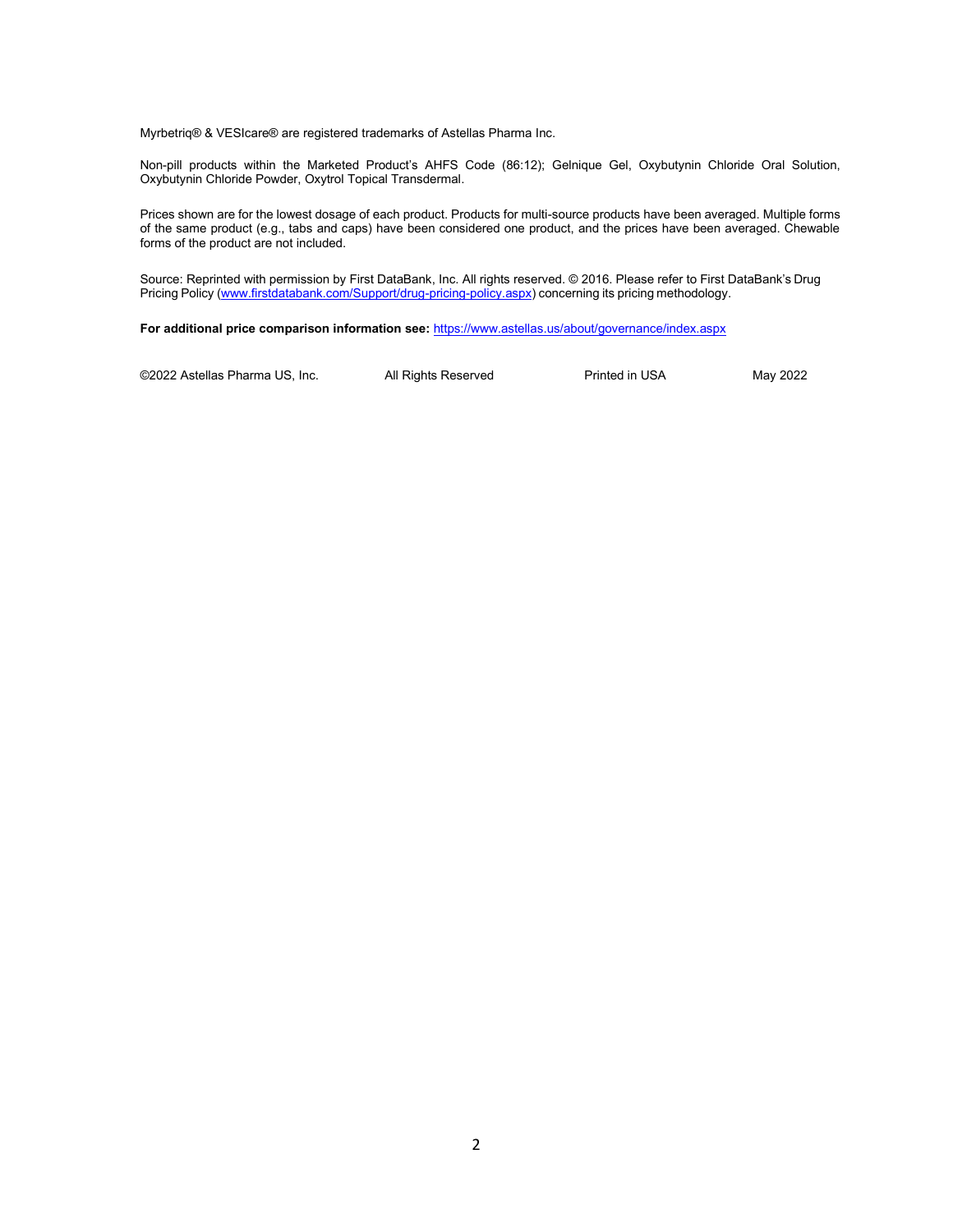Myrbetriq® & VESIcare® are registered trademarks of Astellas Pharma Inc.

Non-pill products within the Marketed Product's AHFS Code (86:12); Gelnique Gel, Oxybutynin Chloride Oral Solution, Oxybutynin Chloride Powder, Oxytrol Topical Transdermal.

Prices shown are for the lowest dosage of each product. Products for multi-source products have been averaged. Multiple forms of the same product (e.g., tabs and caps) have been considered one product, and the prices have been averaged. Chewable forms of the product are not included.

Source: Reprinted with permission by First DataBank, Inc. All rights reserved. © 2016. Please refer to First DataBank's Drug Pricing Policy (www.firstdatabank.com/Support/drug-pricing-policy.aspx) concerning its pricing methodology.

**For additional price comparison information see:** https://www.astellas.us/about/governance/index.aspx

©2022 Astellas Pharma US, Inc. All Rights Reserved Printed in USA May 2022